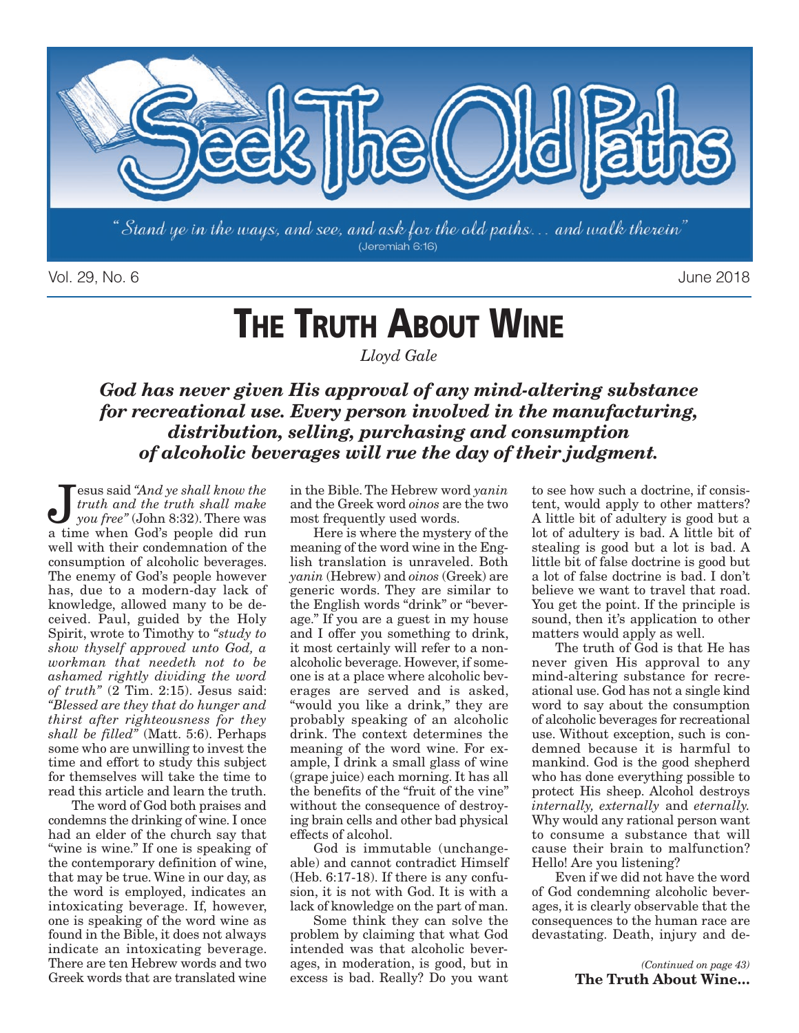# Seek The Old Paths

*"Stand ye in the ways, and see, and ask for the old paths... and walk therein"* (Jeremiah 6:16)

Vol. 29, No. 6 — June 2018

## THE TRUTH ABOUT WINE

*Lloyd Gale*

***God has never given His approval of any mind-altering substance for recreational use. Every person involved in the manufacturing, distribution, selling, purchasing and consumption of alcoholic beverages will rue the day of their judgment.***

Jesus said *"And ye shall know the truth and the truth shall make you free"* (John 8:32). There was a time when God's people did run well with their condemnation of the consumption of alcoholic beverages. The enemy of God's people however has, due to a modern-day lack of knowledge, allowed many to be deceived. Paul, guided by the Holy Spirit, wrote to Timothy to *"study to show thyself approved unto God, a workman that needeth not to be ashamed rightly dividing the word of truth"* (2 Tim. 2:15). Jesus said: *"Blessed are they that do hunger and thirst after righteousness for they shall be filled"* (Matt. 5:6). Perhaps some who are unwilling to invest the time and effort to study this subject for themselves will take the time to read this article and learn the truth.

The word of God both praises and condemns the drinking of wine. I once had an elder of the church say that "wine is wine." If one is speaking of the contemporary definition of wine, that may be true. Wine in our day, as the word is employed, indicates an intoxicating beverage. If, however, one is speaking of the word wine as found in the Bible, it does not always indicate an intoxicating beverage. There are ten Hebrew words and two Greek words that are translated wine in the Bible. The Hebrew word *yanin* and the Greek word *oinos* are the two most frequently used words.

Here is where the mystery of the meaning of the word wine in the English translation is unraveled. Both *yanin* (Hebrew) and *oinos* (Greek) are generic words. They are similar to the English words "drink" or "beverage." If you are a guest in my house and I offer you something to drink, it most certainly will refer to a non-alcoholic beverage. However, if someone is at a place where alcoholic beverages are served and is asked, "would you like a drink," they are probably speaking of an alcoholic drink. The context determines the meaning of the word wine. For example, I drink a small glass of wine (grape juice) each morning. It has all the benefits of the "fruit of the vine" without the consequence of destroying brain cells and other bad physical effects of alcohol.

God is immutable (unchangeable) and cannot contradict Himself (Heb. 6:17-18). If there is any confusion, it is not with God. It is with a lack of knowledge on the part of man.

Some think they can solve the problem by claiming that what God intended was that alcoholic beverages, in moderation, is good, but in excess is bad. Really? Do you want to see how such a doctrine, if consistent, would apply to other matters? A little bit of adultery is good but a lot of adultery is bad. A little bit of stealing is good but a lot is bad. A little bit of false doctrine is good but a lot of false doctrine is bad. I don't believe we want to travel that road. You get the point. If the principle is sound, then it's application to other matters would apply as well.

The truth of God is that He has never given His approval to any mind-altering substance for recreational use. God has not a single kind word to say about the consumption of alcoholic beverages for recreational use. Without exception, such is condemned because it is harmful to mankind. God is the good shepherd who has done everything possible to protect His sheep. Alcohol destroys *internally, externally* and *eternally.* Why would any rational person want to consume a substance that will cause their brain to malfunction? Hello! Are you listening?

Even if we did not have the word of God condemning alcoholic beverages, it is clearly observable that the consequences to the human race are devastating. Death, injury and de-

*(Continued on page 43)*
**The Truth About Wine...**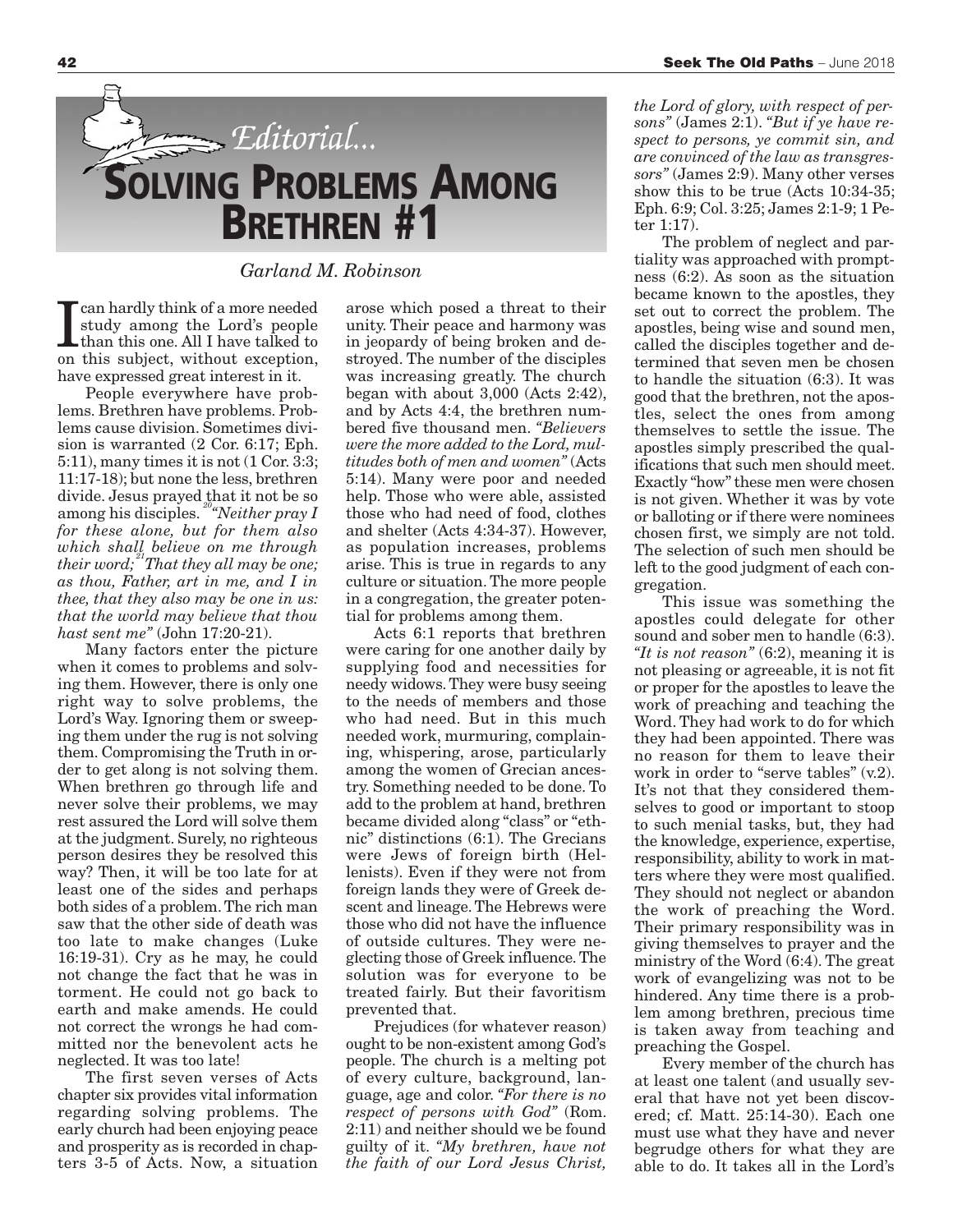# Editorial...

# SOLVING PROBLEMS AMONG BRETHREN #1

*Garland M. Robinson*

I can hardly think of a more needed study among the Lord's people than this one. All I have talked to on this subject, without exception, have expressed great interest in it.

People everywhere have problems. Brethren have problems. Problems cause division. Sometimes division is warranted (2 Cor. 6:17; Eph. 5:11), many times it is not (1 Cor. 3:3; 11:17-18); but none the less, brethren divide. Jesus prayed that it not be so among his disciples. [20]*"Neither pray I for these alone, but for them also which shall believe on me through their word;* [21]*That they all may be one; as thou, Father, art in me, and I in thee, that they also may be one in us: that the world may believe that thou hast sent me"* (John 17:20-21).

Many factors enter the picture when it comes to problems and solving them. However, there is only one right way to solve problems, the Lord's Way. Ignoring them or sweeping them under the rug is not solving them. Compromising the Truth in order to get along is not solving them. When brethren go through life and never solve their problems, we may rest assured the Lord will solve them at the judgment. Surely, no righteous person desires they be resolved this way? Then, it will be too late for at least one of the sides and perhaps both sides of a problem. The rich man saw that the other side of death was too late to make changes (Luke 16:19-31). Cry as he may, he could not change the fact that he was in torment. He could not go back to earth and make amends. He could not correct the wrongs he had committed nor the benevolent acts he neglected. It was too late!

The first seven verses of Acts chapter six provides vital information regarding solving problems. The early church had been enjoying peace and prosperity as is recorded in chapters 3-5 of Acts. Now, a situation arose which posed a threat to their unity. Their peace and harmony was in jeopardy of being broken and destroyed. The number of the disciples was increasing greatly. The church began with about 3,000 (Acts 2:42), and by Acts 4:4, the brethren numbered five thousand men. *"Believers were the more added to the Lord, multitudes both of men and women"* (Acts 5:14). Many were poor and needed help. Those who were able, assisted those who had need of food, clothes and shelter (Acts 4:34-37). However, as population increases, problems arise. This is true in regards to any culture or situation. The more people in a congregation, the greater potential for problems among them.

Acts 6:1 reports that brethren were caring for one another daily by supplying food and necessities for needy widows. They were busy seeing to the needs of members and those who had need. But in this much needed work, murmuring, complaining, whispering, arose, particularly among the women of Grecian ancestry. Something needed to be done. To add to the problem at hand, brethren became divided along "class" or "ethnic" distinctions (6:1). The Grecians were Jews of foreign birth (Hellenists). Even if they were not from foreign lands they were of Greek descent and lineage. The Hebrews were those who did not have the influence of outside cultures. They were neglecting those of Greek influence. The solution was for everyone to be treated fairly. But their favoritism prevented that.

Prejudices (for whatever reason) ought to be non-existent among God's people. The church is a melting pot of every culture, background, language, age and color. *"For there is no respect of persons with God"* (Rom. 2:11) and neither should we be found guilty of it. *"My brethren, have not the faith of our Lord Jesus Christ, the Lord of glory, with respect of persons"* (James 2:1). *"But if ye have respect to persons, ye commit sin, and are convinced of the law as transgressors"* (James 2:9). Many other verses show this to be true (Acts 10:34-35; Eph. 6:9; Col. 3:25; James 2:1-9; 1 Peter 1:17).

The problem of neglect and partiality was approached with promptness (6:2). As soon as the situation became known to the apostles, they set out to correct the problem. The apostles, being wise and sound men, called the disciples together and determined that seven men be chosen to handle the situation (6:3). It was good that the brethren, not the apostles, select the ones from among themselves to settle the issue. The apostles simply prescribed the qualifications that such men should meet. Exactly "how" these men were chosen is not given. Whether it was by vote or balloting or if there were nominees chosen first, we simply are not told. The selection of such men should be left to the good judgment of each congregation.

This issue was something the apostles could delegate for other sound and sober men to handle (6:3). *"It is not reason"* (6:2), meaning it is not pleasing or agreeable, it is not fit or proper for the apostles to leave the work of preaching and teaching the Word. They had work to do for which they had been appointed. There was no reason for them to leave their work in order to "serve tables" (v.2). It's not that they considered themselves to good or important to stoop to such menial tasks, but, they had the knowledge, experience, expertise, responsibility, ability to work in matters where they were most qualified. They should not neglect or abandon the work of preaching the Word. Their primary responsibility was in giving themselves to prayer and the ministry of the Word (6:4). The great work of evangelizing was not to be hindered. Any time there is a problem among brethren, precious time is taken away from teaching and preaching the Gospel.

Every member of the church has at least one talent (and usually several that have not yet been discovered; cf. Matt. 25:14-30). Each one must use what they have and never begrudge others for what they are able to do. It takes all in the Lord's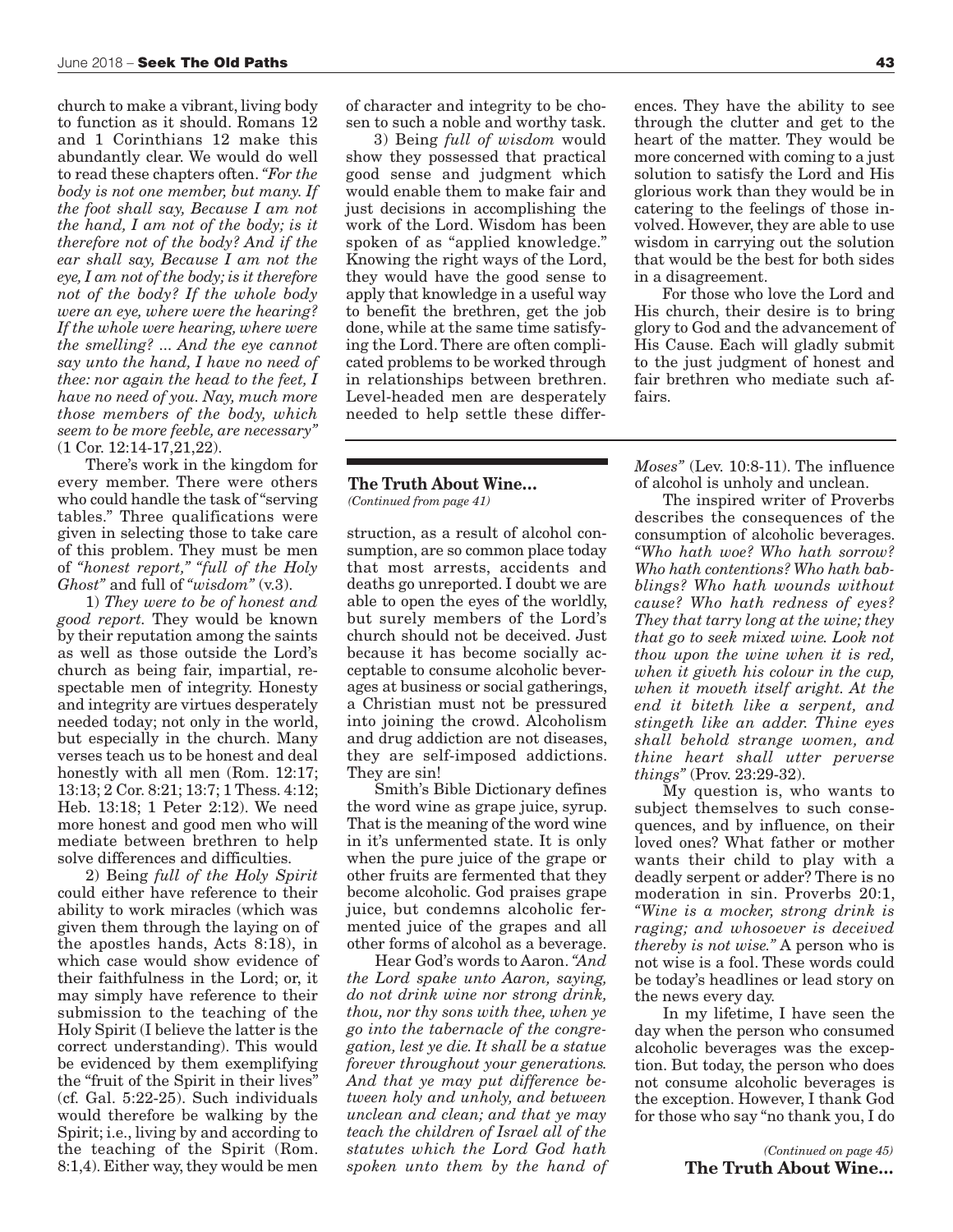church to make a vibrant, living body to function as it should. Romans 12 and 1 Corinthians 12 make this abundantly clear. We would do well to read these chapters often. *"For the body is not one member, but many. If the foot shall say, Because I am not the hand, I am not of the body; is it therefore not of the body? And if the ear shall say, Because I am not the eye, I am not of the body; is it therefore not of the body? If the whole body were an eye, where were the hearing? If the whole were hearing, where were the smelling? ... And the eye cannot say unto the hand, I have no need of thee: nor again the head to the feet, I have no need of you. Nay, much more those members of the body, which seem to be more feeble, are necessary"* (1 Cor. 12:14-17,21,22).

There's work in the kingdom for every member. There were others who could handle the task of "serving tables." Three qualifications were given in selecting those to take care of this problem. They must be men of *"honest report," "full of the Holy Ghost"* and full of *"wisdom"* (v.3).

1) *They were to be of honest and good report.* They would be known by their reputation among the saints as well as those outside the Lord's church as being fair, impartial, respectable men of integrity. Honesty and integrity are virtues desperately needed today; not only in the world, but especially in the church. Many verses teach us to be honest and deal honestly with all men (Rom. 12:17; 13:13; 2 Cor. 8:21; 13:7; 1 Thess. 4:12; Heb. 13:18; 1 Peter 2:12). We need more honest and good men who will mediate between brethren to help solve differences and difficulties.

2) Being *full of the Holy Spirit* could either have reference to their ability to work miracles (which was given them through the laying on of the apostles hands, Acts 8:18), in which case would show evidence of their faithfulness in the Lord; or, it may simply have reference to their submission to the teaching of the Holy Spirit (I believe the latter is the correct understanding). This would be evidenced by them exemplifying the "fruit of the Spirit in their lives" (cf. Gal. 5:22-25). Such individuals would therefore be walking by the Spirit; i.e., living by and according to the teaching of the Spirit (Rom. 8:1,4). Either way, they would be men of character and integrity to be chosen to such a noble and worthy task.

3) Being *full of wisdom* would show they possessed that practical good sense and judgment which would enable them to make fair and just decisions in accomplishing the work of the Lord. Wisdom has been spoken of as "applied knowledge." Knowing the right ways of the Lord, they would have the good sense to apply that knowledge in a useful way to benefit the brethren, get the job done, while at the same time satisfying the Lord. There are often complicated problems to be worked through in relationships between brethren. Level-headed men are desperately needed to help settle these differences. They have the ability to see through the clutter and get to the heart of the matter. They would be more concerned with coming to a just solution to satisfy the Lord and His glorious work than they would be in catering to the feelings of those involved. However, they are able to use wisdom in carrying out the solution that would be the best for both sides in a disagreement.

For those who love the Lord and His church, their desire is to bring glory to God and the advancement of His Cause. Each will gladly submit to the just judgment of honest and fair brethren who mediate such affairs.

---

## The Truth About Wine...

*(Continued from page 41)*

struction, as a result of alcohol consumption, are so common place today that most arrests, accidents and deaths go unreported. I doubt we are able to open the eyes of the worldly, but surely members of the Lord's church should not be deceived. Just because it has become socially acceptable to consume alcoholic beverages at business or social gatherings, a Christian must not be pressured into joining the crowd. Alcoholism and drug addiction are not diseases, they are self-imposed addictions. They are sin!

Smith's Bible Dictionary defines the word wine as grape juice, syrup. That is the meaning of the word wine in it's unfermented state. It is only when the pure juice of the grape or other fruits are fermented that they become alcoholic. God praises grape juice, but condemns alcoholic fermented juice of the grapes and all other forms of alcohol as a beverage.

Hear God's words to Aaron. *"And the Lord spake unto Aaron, saying, do not drink wine nor strong drink, thou, nor thy sons with thee, when ye go into the tabernacle of the congregation, lest ye die. It shall be a statue forever throughout your generations. And that ye may put difference between holy and unholy, and between unclean and clean; and that ye may teach the children of Israel all of the statutes which the Lord God hath spoken unto them by the hand of Moses"* (Lev. 10:8-11). The influence of alcohol is unholy and unclean.

The inspired writer of Proverbs describes the consequences of the consumption of alcoholic beverages. *"Who hath woe? Who hath sorrow? Who hath contentions? Who hath babblings? Who hath wounds without cause? Who hath redness of eyes? They that tarry long at the wine; they that go to seek mixed wine. Look not thou upon the wine when it is red, when it giveth his colour in the cup, when it moveth itself aright. At the end it biteth like a serpent, and stingeth like an adder. Thine eyes shall behold strange women, and thine heart shall utter perverse things"* (Prov. 23:29-32).

My question is, who wants to subject themselves to such consequences, and by influence, on their loved ones? What father or mother wants their child to play with a deadly serpent or adder? There is no moderation in sin. Proverbs 20:1, *"Wine is a mocker, strong drink is raging; and whosoever is deceived thereby is not wise."* A person who is not wise is a fool. These words could be today's headlines or lead story on the news every day.

In my lifetime, I have seen the day when the person who consumed alcoholic beverages was the exception. But today, the person who does not consume alcoholic beverages is the exception. However, I thank God for those who say "no thank you, I do

*(Continued on page 45)*
**The Truth About Wine...**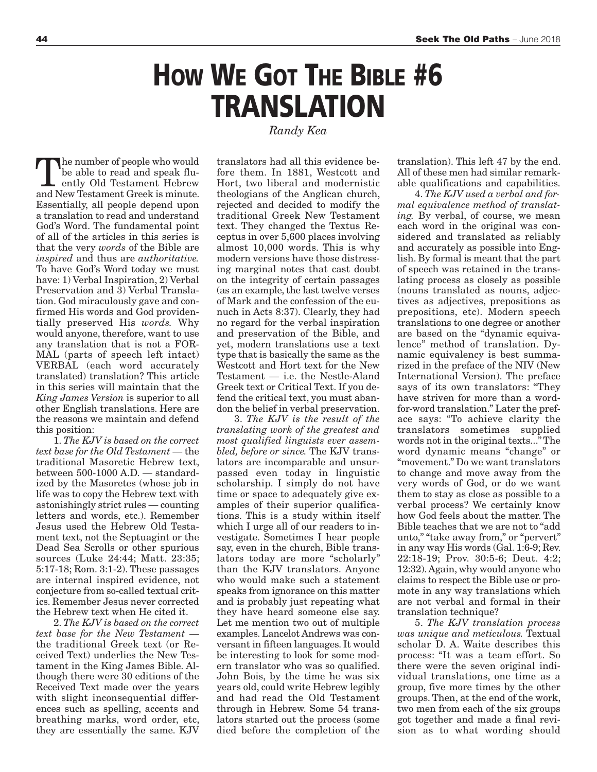# HOW WE GOT THE BIBLE #6 TRANSLATION

*Randy Kea*

The number of people who would be able to read and speak fluently Old Testament Hebrew and New Testament Greek is minute. Essentially, all people depend upon a translation to read and understand God's Word. The fundamental point of all of the articles in this series is that the very *words* of the Bible are *inspired* and thus are *authoritative.* To have God's Word today we must have: 1) Verbal Inspiration, 2) Verbal Preservation and 3) Verbal Translation. God miraculously gave and confirmed His words and God providentially preserved His *words.* Why would anyone, therefore, want to use any translation that is not a FORMAL (parts of speech left intact) VERBAL (each word accurately translated) translation? This article in this series will maintain that the *King James Version* is superior to all other English translations. Here are the reasons we maintain and defend this position:

1. *The KJV is based on the correct text base for the Old Testament* — the traditional Masoretic Hebrew text, between 500-1000 A.D. — standardized by the Masoretes (whose job in life was to copy the Hebrew text with astonishingly strict rules — counting letters and words, etc.). Remember Jesus used the Hebrew Old Testament text, not the Septuagint or the Dead Sea Scrolls or other spurious sources (Luke 24:44; Matt. 23:35; 5:17-18; Rom. 3:1-2). These passages are internal inspired evidence, not conjecture from so-called textual critics. Remember Jesus never corrected the Hebrew text when He cited it.

2. *The KJV is based on the correct text base for the New Testament* — the traditional Greek text (or Received Text) underlies the New Testament in the King James Bible. Although there were 30 editions of the Received Text made over the years with slight inconsequential differences such as spelling, accents and breathing marks, word order, etc, they are essentially the same. KJV translators had all this evidence before them. In 1881, Westcott and Hort, two liberal and modernistic theologians of the Anglican church, rejected and decided to modify the traditional Greek New Testament text. They changed the Textus Receptus in over 5,600 places involving almost 10,000 words. This is why modern versions have those distressing marginal notes that cast doubt on the integrity of certain passages (as an example, the last twelve verses of Mark and the confession of the eunuch in Acts 8:37). Clearly, they had no regard for the verbal inspiration and preservation of the Bible, and yet, modern translations use a text type that is basically the same as the Westcott and Hort text for the New Testament — i.e. the Nestle-Aland Greek text or Critical Text. If you defend the critical text, you must abandon the belief in verbal preservation.

3. *The KJV is the result of the translating work of the greatest and most qualified linguists ever assembled, before or since.* The KJV translators are incomparable and unsurpassed even today in linguistic scholarship. I simply do not have time or space to adequately give examples of their superior qualifications. This is a study within itself which I urge all of our readers to investigate. Sometimes I hear people say, even in the church, Bible translators today are more "scholarly" than the KJV translators. Anyone who would make such a statement speaks from ignorance on this matter and is probably just repeating what they have heard someone else say. Let me mention two out of multiple examples. Lancelot Andrews was conversant in fifteen languages. It would be interesting to look for some modern translator who was so qualified. John Bois, by the time he was six years old, could write Hebrew legibly and had read the Old Testament through in Hebrew. Some 54 translators started out the process (some died before the completion of the translation). This left 47 by the end. All of these men had similar remarkable qualifications and capabilities.

4. *The KJV used a verbal and formal equivalence method of translating.* By verbal, of course, we mean each word in the original was considered and translated as reliably and accurately as possible into English. By formal is meant that the part of speech was retained in the translating process as closely as possible (nouns translated as nouns, adjectives as adjectives, prepositions as prepositions, etc). Modern speech translations to one degree or another are based on the "dynamic equivalence" method of translation. Dynamic equivalency is best summarized in the preface of the NIV (New International Version). The preface says of its own translators: "They have striven for more than a word-for-word translation." Later the preface says: "To achieve clarity the translators sometimes supplied words not in the original texts..." The word dynamic means "change" or "movement." Do we want translators to change and move away from the very words of God, or do we want them to stay as close as possible to a verbal process? We certainly know how God feels about the matter. The Bible teaches that we are not to "add unto," "take away from," or "pervert" in any way His words (Gal. 1:6-9; Rev. 22:18-19; Prov. 30:5-6; Deut. 4:2; 12:32). Again, why would anyone who claims to respect the Bible use or promote in any way translations which are not verbal and formal in their translation technique?

5. *The KJV translation process was unique and meticulous.* Textual scholar D. A. Waite describes this process: "It was a team effort. So there were the seven original individual translations, one time as a group, five more times by the other groups. Then, at the end of the work, two men from each of the six groups got together and made a final revision as to what wording should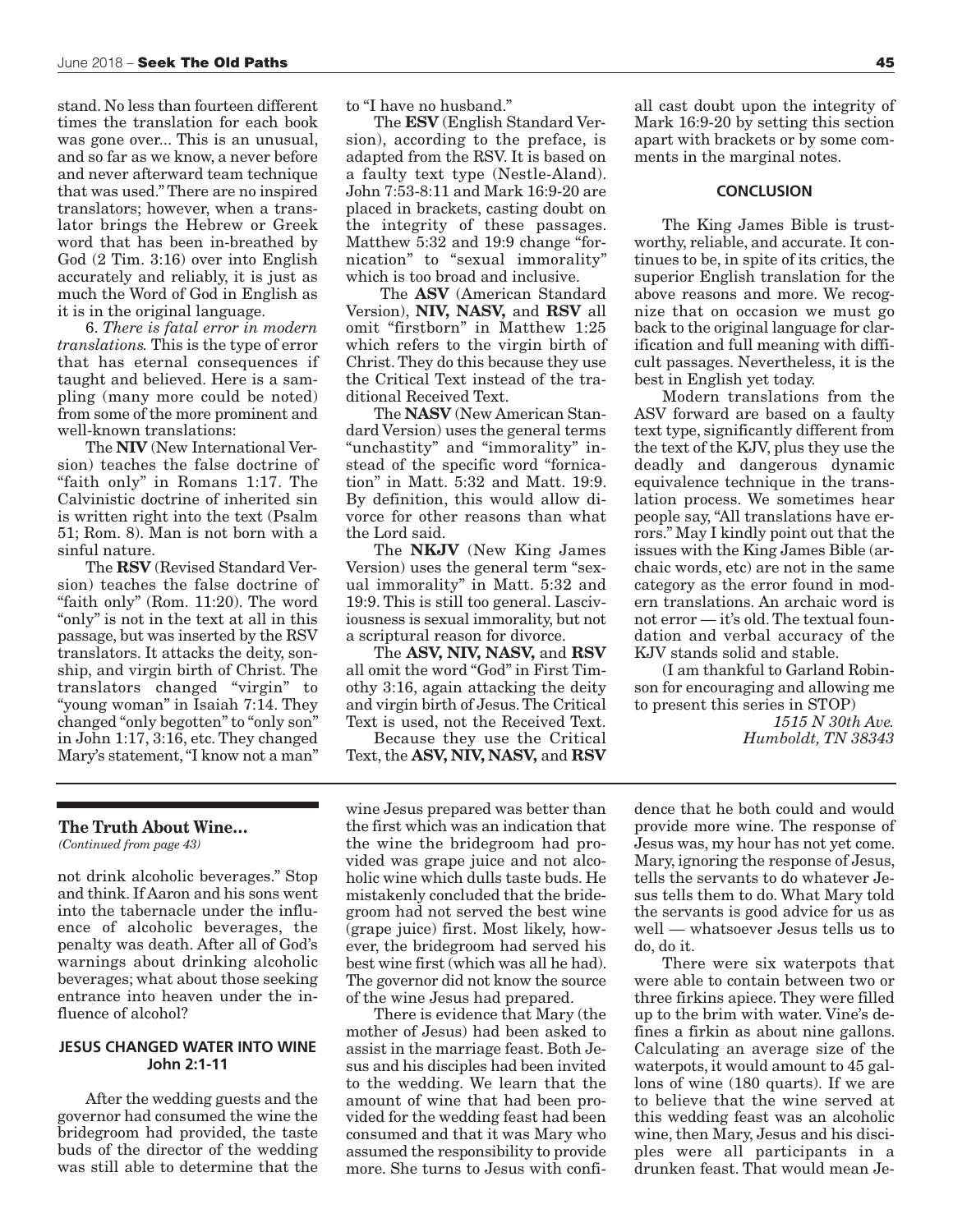stand. No less than fourteen different times the translation for each book was gone over... This is an unusual, and so far as we know, a never before and never afterward team technique that was used." There are no inspired translators; however, when a translator brings the Hebrew or Greek word that has been in-breathed by God (2 Tim. 3:16) over into English accurately and reliably, it is just as much the Word of God in English as it is in the original language.

6. *There is fatal error in modern translations.* This is the type of error that has eternal consequences if taught and believed. Here is a sampling (many more could be noted) from some of the more prominent and well-known translations:

The **NIV** (New International Version) teaches the false doctrine of "faith only" in Romans 1:17. The Calvinistic doctrine of inherited sin is written right into the text (Psalm 51; Rom. 8). Man is not born with a sinful nature.

The **RSV** (Revised Standard Version) teaches the false doctrine of "faith only" (Rom. 11:20). The word "only" is not in the text at all in this passage, but was inserted by the RSV translators. It attacks the deity, sonship, and virgin birth of Christ. The translators changed "virgin" to "young woman" in Isaiah 7:14. They changed "only begotten" to "only son" in John 1:17, 3:16, etc. They changed Mary's statement, "I know not a man" to "I have no husband."

The **ESV** (English Standard Version), according to the preface, is adapted from the RSV. It is based on a faulty text type (Nestle-Aland). John 7:53-8:11 and Mark 16:9-20 are placed in brackets, casting doubt on the integrity of these passages. Matthew 5:32 and 19:9 change "fornication" to "sexual immorality" which is too broad and inclusive.

The **ASV** (American Standard Version), **NIV, NASV,** and **RSV** all omit "firstborn" in Matthew 1:25 which refers to the virgin birth of Christ. They do this because they use the Critical Text instead of the traditional Received Text.

The **NASV** (New American Standard Version) uses the general terms "unchastity" and "immorality" instead of the specific word "fornication" in Matt. 5:32 and Matt. 19:9. By definition, this would allow divorce for other reasons than what the Lord said.

The **NKJV** (New King James Version) uses the general term "sexual immorality" in Matt. 5:32 and 19:9. This is still too general. Lasciviousness is sexual immorality, but not a scriptural reason for divorce.

The **ASV, NIV, NASV,** and **RSV** all omit the word "God" in First Timothy 3:16, again attacking the deity and virgin birth of Jesus. The Critical Text is used, not the Received Text.

Because they use the Critical Text, the **ASV, NIV, NASV,** and **RSV** all cast doubt upon the integrity of Mark 16:9-20 by setting this section apart with brackets or by some comments in the marginal notes.

### CONCLUSION

The King James Bible is trustworthy, reliable, and accurate. It continues to be, in spite of its critics, the superior English translation for the above reasons and more. We recognize that on occasion we must go back to the original language for clarification and full meaning with difficult passages. Nevertheless, it is the best in English yet today.

Modern translations from the ASV forward are based on a faulty text type, significantly different from the text of the KJV, plus they use the deadly and dangerous dynamic equivalence technique in the translation process. We sometimes hear people say, "All translations have errors." May I kindly point out that the issues with the King James Bible (archaic words, etc) are not in the same category as the error found in modern translations. An archaic word is not error — it's old. The textual foundation and verbal accuracy of the KJV stands solid and stable.

(I am thankful to Garland Robinson for encouraging and allowing me to present this series in STOP)

*1515 N 30th Ave.*
*Humboldt, TN 38343*

---

## The Truth About Wine...

*(Continued from page 43)*

not drink alcoholic beverages." Stop and think. If Aaron and his sons went into the tabernacle under the influence of alcoholic beverages, the penalty was death. After all of God's warnings about drinking alcoholic beverages; what about those seeking entrance into heaven under the influence of alcohol?

### JESUS CHANGED WATER INTO WINE
### John 2:1-11

After the wedding guests and the governor had consumed the wine the bridegroom had provided, the taste buds of the director of the wedding was still able to determine that the wine Jesus prepared was better than the first which was an indication that the wine the bridegroom had provided was grape juice and not alcoholic wine which dulls taste buds. He mistakenly concluded that the bridegroom had not served the best wine (grape juice) first. Most likely, however, the bridegroom had served his best wine first (which was all he had). The governor did not know the source of the wine Jesus had prepared.

There is evidence that Mary (the mother of Jesus) had been asked to assist in the marriage feast. Both Jesus and his disciples had been invited to the wedding. We learn that the amount of wine that had been provided for the wedding feast had been consumed and that it was Mary who assumed the responsibility to provide more. She turns to Jesus with confidence that he both could and would provide more wine. The response of Jesus was, my hour has not yet come. Mary, ignoring the response of Jesus, tells the servants to do whatever Jesus tells them to do. What Mary told the servants is good advice for us as well — whatsoever Jesus tells us to do, do it.

There were six waterpots that were able to contain between two or three firkins apiece. They were filled up to the brim with water. Vine's defines a firkin as about nine gallons. Calculating an average size of the waterpots, it would amount to 45 gallons of wine (180 quarts). If we are to believe that the wine served at this wedding feast was an alcoholic wine, then Mary, Jesus and his disciples were all participants in a drunken feast. That would mean Je-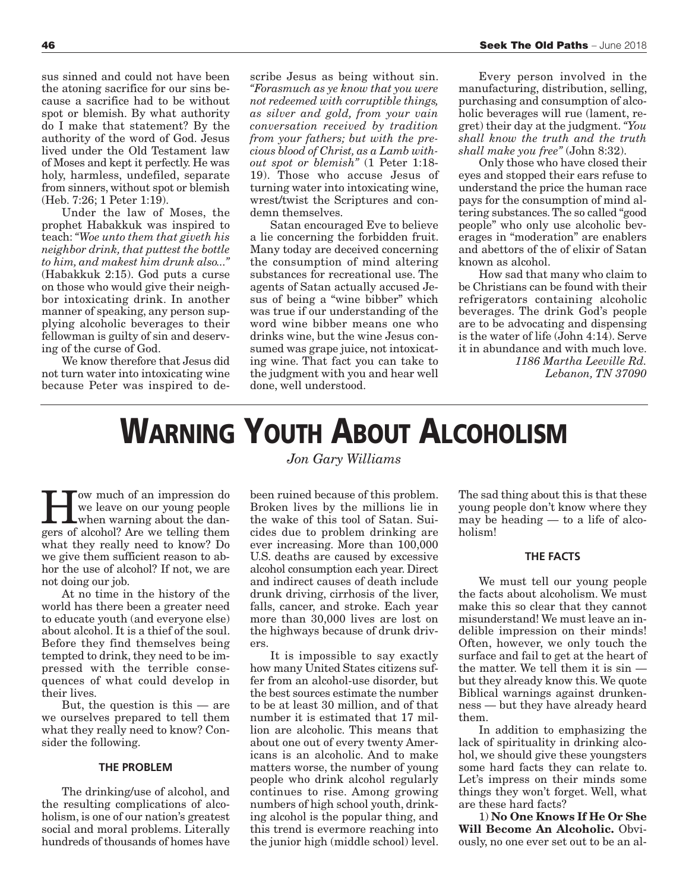sus sinned and could not have been the atoning sacrifice for our sins because a sacrifice had to be without spot or blemish. By what authority do I make that statement? By the authority of the word of God. Jesus lived under the Old Testament law of Moses and kept it perfectly. He was holy, harmless, undefiled, separate from sinners, without spot or blemish (Heb. 7:26; 1 Peter 1:19).

Under the law of Moses, the prophet Habakkuk was inspired to teach: *"Woe unto them that giveth his neighbor drink, that puttest the bottle to him, and makest him drunk also..."* (Habakkuk 2:15). God puts a curse on those who would give their neighbor intoxicating drink. In another manner of speaking, any person supplying alcoholic beverages to their fellowman is guilty of sin and deserving of the curse of God.

We know therefore that Jesus did not turn water into intoxicating wine because Peter was inspired to describe Jesus as being without sin. *"Forasmuch as ye know that you were not redeemed with corruptible things, as silver and gold, from your vain conversation received by tradition from your fathers; but with the precious blood of Christ, as a Lamb without spot or blemish"* (1 Peter 1:18-19). Those who accuse Jesus of turning water into intoxicating wine, wrest/twist the Scriptures and condemn themselves.

Satan encouraged Eve to believe a lie concerning the forbidden fruit. Many today are deceived concerning the consumption of mind altering substances for recreational use. The agents of Satan actually accused Jesus of being a "wine bibber" which was true if our understanding of the word wine bibber means one who drinks wine, but the wine Jesus consumed was grape juice, not intoxicating wine. That fact you can take to the judgment with you and hear well done, well understood.

Every person involved in the manufacturing, distribution, selling, purchasing and consumption of alcoholic beverages will rue (lament, regret) their day at the judgment. *"You shall know the truth and the truth shall make you free"* (John 8:32).

Only those who have closed their eyes and stopped their ears refuse to understand the price the human race pays for the consumption of mind altering substances. The so called "good people" who only use alcoholic beverages in "moderation" are enablers and abettors of the of elixir of Satan known as alcohol.

How sad that many who claim to be Christians can be found with their refrigerators containing alcoholic beverages. The drink God's people are to be advocating and dispensing is the water of life (John 4:14). Serve it in abundance and with much love.

*1186 Martha Leeville Rd.*
*Lebanon, TN 37090*

# WARNING YOUTH ABOUT ALCOHOLISM

*Jon Gary Williams*

How much of an impression do we leave on our young people when warning about the dangers of alcohol? Are we telling them what they really need to know? Do we give them sufficient reason to abhor the use of alcohol? If not, we are not doing our job.

At no time in the history of the world has there been a greater need to educate youth (and everyone else) about alcohol. It is a thief of the soul. Before they find themselves being tempted to drink, they need to be impressed with the terrible consequences of what could develop in their lives.

But, the question is this — are we ourselves prepared to tell them what they really need to know? Consider the following.

## THE PROBLEM

The drinking/use of alcohol, and the resulting complications of alcoholism, is one of our nation's greatest social and moral problems. Literally hundreds of thousands of homes have been ruined because of this problem. Broken lives by the millions lie in the wake of this tool of Satan. Suicides due to problem drinking are ever increasing. More than 100,000 U.S. deaths are caused by excessive alcohol consumption each year. Direct and indirect causes of death include drunk driving, cirrhosis of the liver, falls, cancer, and stroke. Each year more than 30,000 lives are lost on the highways because of drunk drivers.

It is impossible to say exactly how many United States citizens suffer from an alcohol-use disorder, but the best sources estimate the number to be at least 30 million, and of that number it is estimated that 17 million are alcoholic. This means that about one out of every twenty Americans is an alcoholic. And to make matters worse, the number of young people who drink alcohol regularly continues to rise. Among growing numbers of high school youth, drinking alcohol is the popular thing, and this trend is evermore reaching into the junior high (middle school) level. The sad thing about this is that these young people don't know where they may be heading — to a life of alcoholism!

## THE FACTS

We must tell our young people the facts about alcoholism. We must make this so clear that they cannot misunderstand! We must leave an indelible impression on their minds! Often, however, we only touch the surface and fail to get at the heart of the matter. We tell them it is sin — but they already know this. We quote Biblical warnings against drunkenness — but they have already heard them.

In addition to emphasizing the lack of spirituality in drinking alcohol, we should give these youngsters some hard facts they can relate to. Let's impress on their minds some things they won't forget. Well, what are these hard facts?

1) **No One Knows If He Or She Will Become An Alcoholic.** Obviously, no one ever set out to be an al-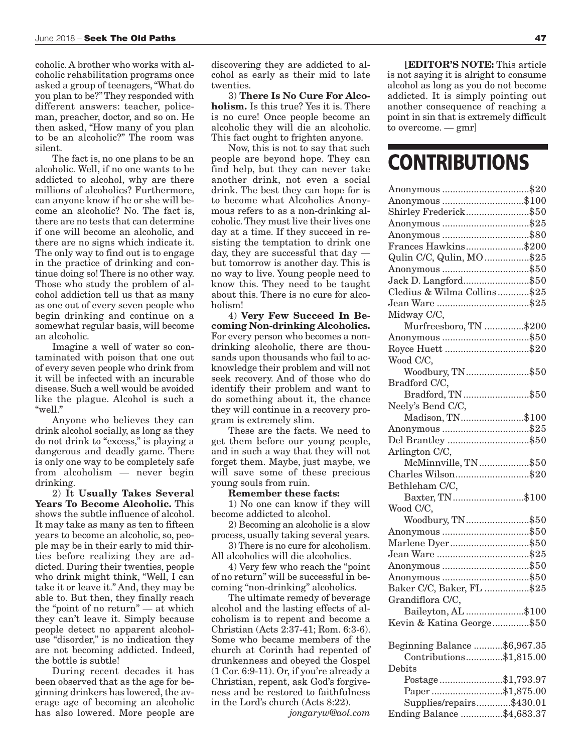coholic. A brother who works with alcoholic rehabilitation programs once asked a group of teenagers, "What do you plan to be?" They responded with different answers: teacher, policeman, preacher, doctor, and so on. He then asked, "How many of you plan to be an alcoholic?" The room was silent.

The fact is, no one plans to be an alcoholic. Well, if no one wants to be addicted to alcohol, why are there millions of alcoholics? Furthermore, can anyone know if he or she will become an alcoholic? No. The fact is, there are no tests that can determine if one will become an alcoholic, and there are no signs which indicate it. The only way to find out is to engage in the practice of drinking and continue doing so! There is no other way. Those who study the problem of alcohol addiction tell us that as many as one out of every seven people who begin drinking and continue on a somewhat regular basis, will become an alcoholic.

Imagine a well of water so contaminated with poison that one out of every seven people who drink from it will be infected with an incurable disease. Such a well would be avoided like the plague. Alcohol is such a "well."

Anyone who believes they can drink alcohol socially, as long as they do not drink to "excess," is playing a dangerous and deadly game. There is only one way to be completely safe from alcoholism — never begin drinking.

2) **It Usually Takes Several Years To Become Alcoholic.** This shows the subtle influence of alcohol. It may take as many as ten to fifteen years to become an alcoholic, so, people may be in their early to mid thirties before realizing they are addicted. During their twenties, people who drink might think, "Well, I can take it or leave it." And, they may be able to. But then, they finally reach the "point of no return" — at which they can't leave it. Simply because people detect no apparent alcohol-use "disorder," is no indication they are not becoming addicted. Indeed, the bottle is subtle!

During recent decades it has been observed that as the age for beginning drinkers has lowered, the average age of becoming an alcoholic has also lowered. More people are discovering they are addicted to alcohol as early as their mid to late twenties.

3) **There Is No Cure For Alcoholism.** Is this true? Yes it is. There is no cure! Once people become an alcoholic they will die an alcoholic. This fact ought to frighten anyone.

Now, this is not to say that such people are beyond hope. They can find help, but they can never take another drink, not even a social drink. The best they can hope for is to become what Alcoholics Anonymous refers to as a non-drinking alcoholic. They must live their lives one day at a time. If they succeed in resisting the temptation to drink one day, they are successful that day — but tomorrow is another day. This is no way to live. Young people need to know this. They need to be taught about this. There is no cure for alcoholism!

4) **Very Few Succeed In Becoming Non-drinking Alcoholics.** For every person who becomes a non-drinking alcoholic, there are thousands upon thousands who fail to acknowledge their problem and will not seek recovery. And of those who do identify their problem and want to do something about it, the chance they will continue in a recovery program is extremely slim.

These are the facts. We need to get them before our young people, and in such a way that they will not forget them. Maybe, just maybe, we will save some of these precious young souls from ruin.

**Remember these facts:**

1) No one can know if they will become addicted to alcohol.

2) Becoming an alcoholic is a slow process, usually taking several years.

3) There is no cure for alcoholism. All alcoholics will die alcoholics.

4) Very few who reach the "point of no return" will be successful in becoming "non-drinking" alcoholics.

The ultimate remedy of beverage alcohol and the lasting effects of alcoholism is to repent and become a Christian (Acts 2:37-41; Rom. 6:3-6). Some who became members of the church at Corinth had repented of drunkenness and obeyed the Gospel (1 Cor. 6:9-11). Or, if you're already a Christian, repent, ask God's forgiveness and be restored to faithfulness in the Lord's church (Acts 8:22).

*jongaryw@aol.com*

**[EDITOR'S NOTE:** This article is not saying it is alright to consume alcohol as long as you do not become addicted. It is simply pointing out another consequence of reaching a point in sin that is extremely difficult to overcome. — gmr]

# CONTRIBUTIONS

| | |
|---|---|
| Anonymous | $20 |
| Anonymous | $100 |
| Shirley Frederick | $50 |
| Anonymous | $25 |
| Anonymous | $80 |
| Frances Hawkins | $200 |
| Qulin C/C, Qulin, MO | $25 |
| Anonymous | $50 |
| Jack D. Langford | $50 |
| Cledius & Wilma Collins | $25 |
| Jean Ware | $25 |
| Midway C/C, Murfreesboro, TN | $200 |
| Anonymous | $50 |
| Royce Huett | $20 |
| Wood C/C, Woodbury, TN | $50 |
| Bradford C/C, Bradford, TN | $50 |
| Neely's Bend C/C, Madison, TN | $100 |
| Anonymous | $25 |
| Del Brantley | $50 |
| Arlington C/C, McMinnville, TN | $50 |
| Charles Wilson | $20 |
| Bethleham C/C, Baxter, TN | $100 |
| Wood C/C, Woodbury, TN | $50 |
| Anonymous | $50 |
| Marlene Dyer | $50 |
| Jean Ware | $25 |
| Anonymous | $50 |
| Anonymous | $50 |
| Baker C/C, Baker, FL | $25 |
| Grandiflora C/C, Baileyton, AL | $100 |
| Kevin & Katina George | $50 |

| | |
|---|---|
| Beginning Balance | $6,967.35 |
| Contributions | $1,815.00 |
| Debits | |
| Postage | $1,793.97 |
| Paper | $1,875.00 |
| Supplies/repairs | $430.01 |
| Ending Balance | $4,683.37 |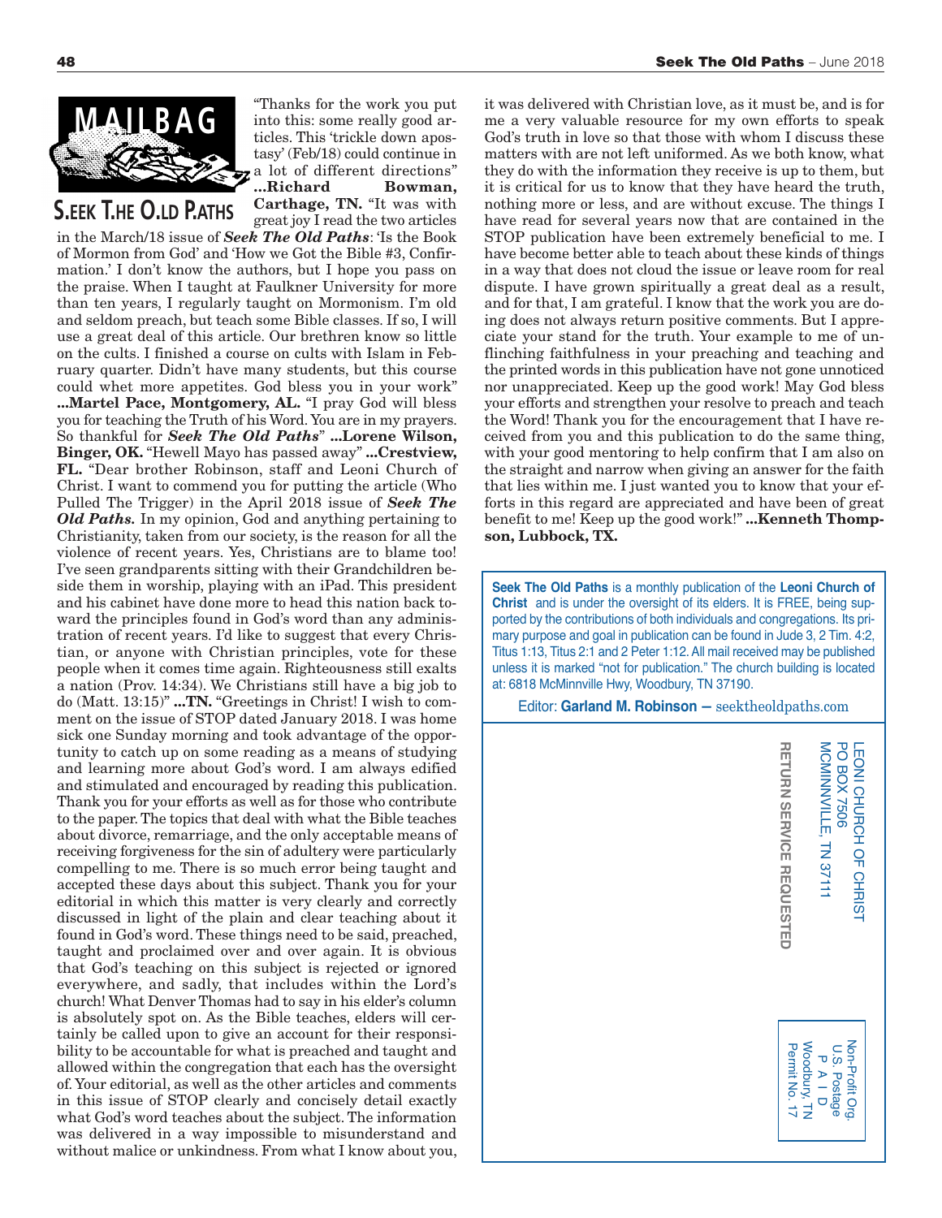# MAILBAG

## SEEK THE OLD PATHS

"Thanks for the work you put into this: some really good articles. This 'trickle down apostasy' (Feb/18) could continue in a lot of different directions" **...Richard Bowman, Carthage, TN.** "It was with great joy I read the two articles in the March/18 issue of ***Seek The Old Paths***: 'Is the Book of Mormon from God' and 'How we Got the Bible #3, Confirmation.' I don't know the authors, but I hope you pass on the praise. When I taught at Faulkner University for more than ten years, I regularly taught on Mormonism. I'm old and seldom preach, but teach some Bible classes. If so, I will use a great deal of this article. Our brethren know so little on the cults. I finished a course on cults with Islam in February quarter. Didn't have many students, but this course could whet more appetites. God bless you in your work" **...Martel Pace, Montgomery, AL.** "I pray God will bless you for teaching the Truth of his Word. You are in my prayers. So thankful for ***Seek The Old Paths***" **...Lorene Wilson, Binger, OK.** "Hewell Mayo has passed away" **...Crestview, FL.** "Dear brother Robinson, staff and Leoni Church of Christ. I want to commend you for putting the article (Who Pulled The Trigger) in the April 2018 issue of ***Seek The Old Paths.*** In my opinion, God and anything pertaining to Christianity, taken from our society, is the reason for all the violence of recent years. Yes, Christians are to blame too! I've seen grandparents sitting with their Grandchildren beside them in worship, playing with an iPad. This president and his cabinet have done more to head this nation back toward the principles found in God's word than any administration of recent years. I'd like to suggest that every Christian, or anyone with Christian principles, vote for these people when it comes time again. Righteousness still exalts a nation (Prov. 14:34). We Christians still have a big job to do (Matt. 13:15)" **...TN.** "Greetings in Christ! I wish to comment on the issue of STOP dated January 2018. I was home sick one Sunday morning and took advantage of the opportunity to catch up on some reading as a means of studying and learning more about God's word. I am always edified and stimulated and encouraged by reading this publication. Thank you for your efforts as well as for those who contribute to the paper. The topics that deal with what the Bible teaches about divorce, remarriage, and the only acceptable means of receiving forgiveness for the sin of adultery were particularly compelling to me. There is so much error being taught and accepted these days about this subject. Thank you for your editorial in which this matter is very clearly and correctly discussed in light of the plain and clear teaching about it found in God's word. These things need to be said, preached, taught and proclaimed over and over again. It is obvious that God's teaching on this subject is rejected or ignored everywhere, and sadly, that includes within the Lord's church! What Denver Thomas had to say in his elder's column is absolutely spot on. As the Bible teaches, elders will certainly be called upon to give an account for their responsibility to be accountable for what is preached and taught and allowed within the congregation that each has the oversight of. Your editorial, as well as the other articles and comments in this issue of STOP clearly and concisely detail exactly what God's word teaches about the subject. The information was delivered in a way impossible to misunderstand and without malice or unkindness. From what I know about you, it was delivered with Christian love, as it must be, and is for me a very valuable resource for my own efforts to speak God's truth in love so that those with whom I discuss these matters with are not left uniformed. As we both know, what they do with the information they receive is up to them, but it is critical for us to know that they have heard the truth, nothing more or less, and are without excuse. The things I have read for several years now that are contained in the STOP publication have been extremely beneficial to me. I have become better able to teach about these kinds of things in a way that does not cloud the issue or leave room for real dispute. I have grown spiritually a great deal as a result, and for that, I am grateful. I know that the work you are doing does not always return positive comments. But I appreciate your stand for the truth. Your example to me of unflinching faithfulness in your preaching and teaching and the printed words in this publication have not gone unnoticed nor unappreciated. Keep up the good work! May God bless your efforts and strengthen your resolve to preach and teach the Word! Thank you for the encouragement that I have received from you and this publication to do the same thing, with your good mentoring to help confirm that I am also on the straight and narrow when giving an answer for the faith that lies within me. I just wanted you to know that your efforts in this regard are appreciated and have been of great benefit to me! Keep up the good work!" **...Kenneth Thompson, Lubbock, TX.**

**Seek The Old Paths** is a monthly publication of the **Leoni Church of Christ** and is under the oversight of its elders. It is FREE, being supported by the contributions of both individuals and congregations. Its primary purpose and goal in publication can be found in Jude 3, 2 Tim. 4:2, Titus 1:13, Titus 2:1 and 2 Peter 1:12. All mail received may be published unless it is marked "not for publication." The church building is located at: 6818 McMinnville Hwy, Woodbury, TN 37190.

Editor: **Garland M. Robinson —** seektheoldpaths.com

LEONI CHURCH OF CHRIST
PO BOX 7506
MCMINNVILLE, TN 37111

**RETURN SERVICE REQUESTED**

Non-Profit Org.
U.S. Postage
P A I D
Woodbury, TN
Permit No. 17